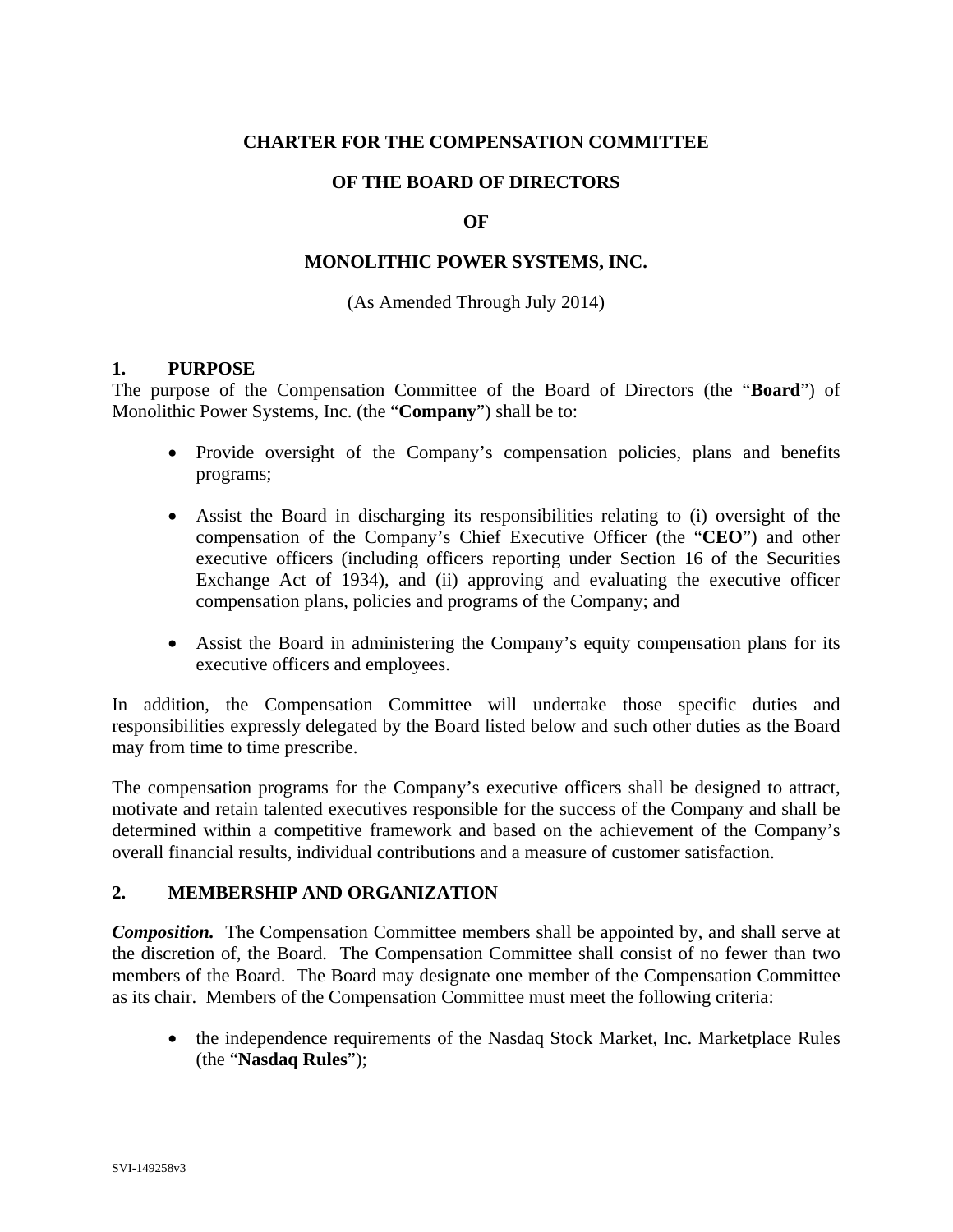# CHARTER FOR THE COMPENSATION COMMITTEE

# OF THE BOARD OF DIRECTORS

# OF

# MONOLITHIC POWER SYSTEMS, INC.

(As Amended Through July 2014)

## 1. PURPOSE

The purpose of the Compensation Committee of the Board of Directors (the "**Board**") of Monolithic Power Systems, Inc. (the "**Company**") shall be to:

- Provide oversight of the Company's compensation policies, plans and benefits programs;
- Assist the Board in discharging its responsibilities relating to (i) oversight of the compensation of the Company's Chief Executive Officer (the "**CEO**") and other executive officers (including officers reporting under Section 16 of the Securities Exchange Act of 1934), and (ii) approving and evaluating the executive officer compensation plans, policies and programs of the Company; and
- Assist the Board in administering the Company's equity compensation plans for its executive officers and employees.

In addition, the Compensation Committee will undertake those specific duties and responsibilities expressly delegated by the Board listed below and such other duties as the Board may from time to time prescribe.

The compensation programs for the Company's executive officers shall be designed to attract, motivate and retain talented executives responsible for the success of the Company and shall be determined within a competitive framework and based on the achievement of the Company's overall financial results, individual contributions and a measure of customer satisfaction.

## 2. MEMBERSHIP AND ORGANIZATION

***Composition.*** The Compensation Committee members shall be appointed by, and shall serve at the discretion of, the Board. The Compensation Committee shall consist of no fewer than two members of the Board. The Board may designate one member of the Compensation Committee as its chair. Members of the Compensation Committee must meet the following criteria:

- the independence requirements of the Nasdaq Stock Market, Inc. Marketplace Rules (the "**Nasdaq Rules**");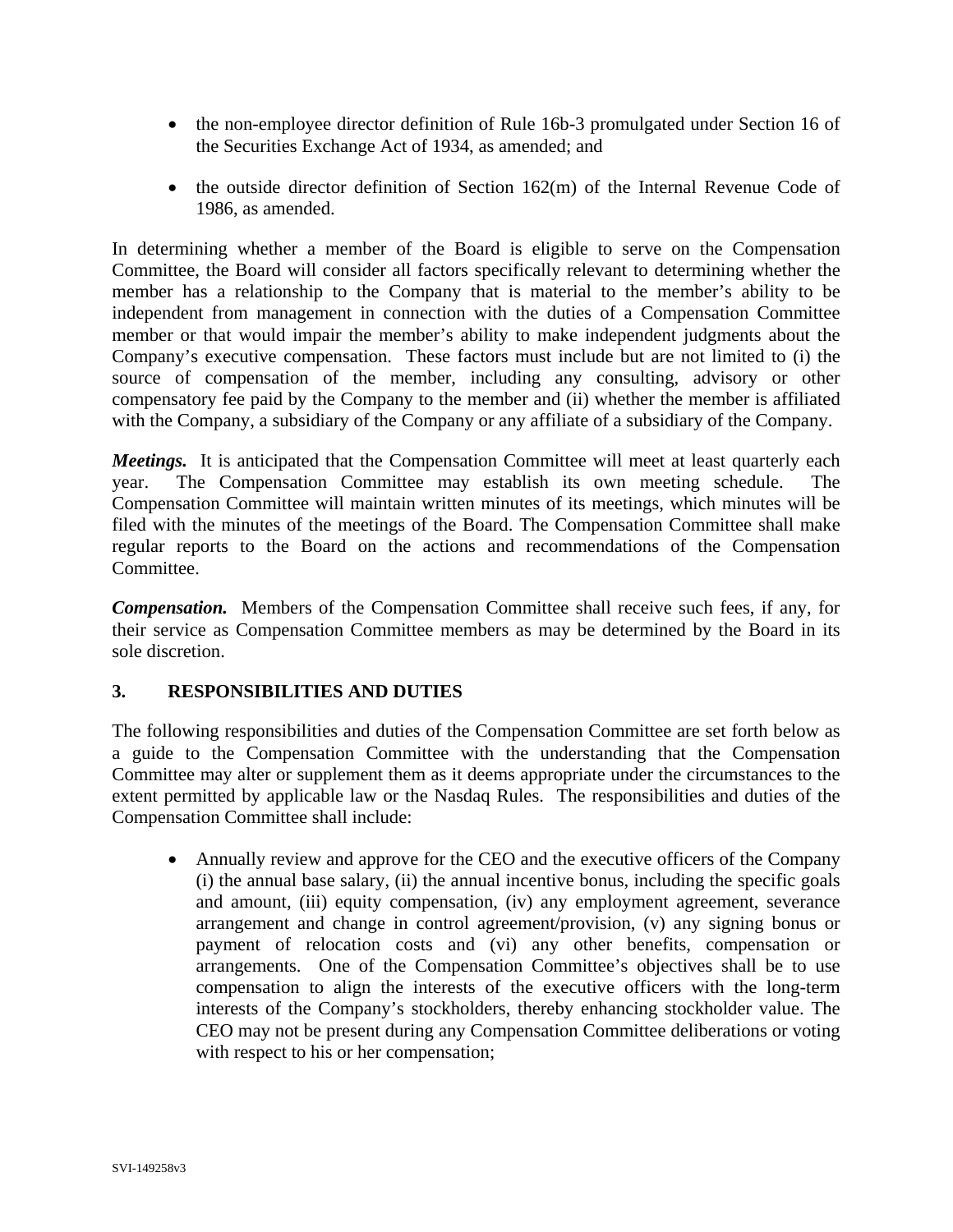- the non-employee director definition of Rule 16b-3 promulgated under Section 16 of the Securities Exchange Act of 1934, as amended; and
- the outside director definition of Section 162(m) of the Internal Revenue Code of 1986, as amended.

In determining whether a member of the Board is eligible to serve on the Compensation Committee, the Board will consider all factors specifically relevant to determining whether the member has a relationship to the Company that is material to the member's ability to be independent from management in connection with the duties of a Compensation Committee member or that would impair the member's ability to make independent judgments about the Company's executive compensation. These factors must include but are not limited to (i) the source of compensation of the member, including any consulting, advisory or other compensatory fee paid by the Company to the member and (ii) whether the member is affiliated with the Company, a subsidiary of the Company or any affiliate of a subsidiary of the Company.

***Meetings.*** It is anticipated that the Compensation Committee will meet at least quarterly each year. The Compensation Committee may establish its own meeting schedule. The Compensation Committee will maintain written minutes of its meetings, which minutes will be filed with the minutes of the meetings of the Board. The Compensation Committee shall make regular reports to the Board on the actions and recommendations of the Compensation Committee.

***Compensation.*** Members of the Compensation Committee shall receive such fees, if any, for their service as Compensation Committee members as may be determined by the Board in its sole discretion.

## 3. RESPONSIBILITIES AND DUTIES

The following responsibilities and duties of the Compensation Committee are set forth below as a guide to the Compensation Committee with the understanding that the Compensation Committee may alter or supplement them as it deems appropriate under the circumstances to the extent permitted by applicable law or the Nasdaq Rules. The responsibilities and duties of the Compensation Committee shall include:

- Annually review and approve for the CEO and the executive officers of the Company (i) the annual base salary, (ii) the annual incentive bonus, including the specific goals and amount, (iii) equity compensation, (iv) any employment agreement, severance arrangement and change in control agreement/provision, (v) any signing bonus or payment of relocation costs and (vi) any other benefits, compensation or arrangements. One of the Compensation Committee's objectives shall be to use compensation to align the interests of the executive officers with the long-term interests of the Company's stockholders, thereby enhancing stockholder value. The CEO may not be present during any Compensation Committee deliberations or voting with respect to his or her compensation;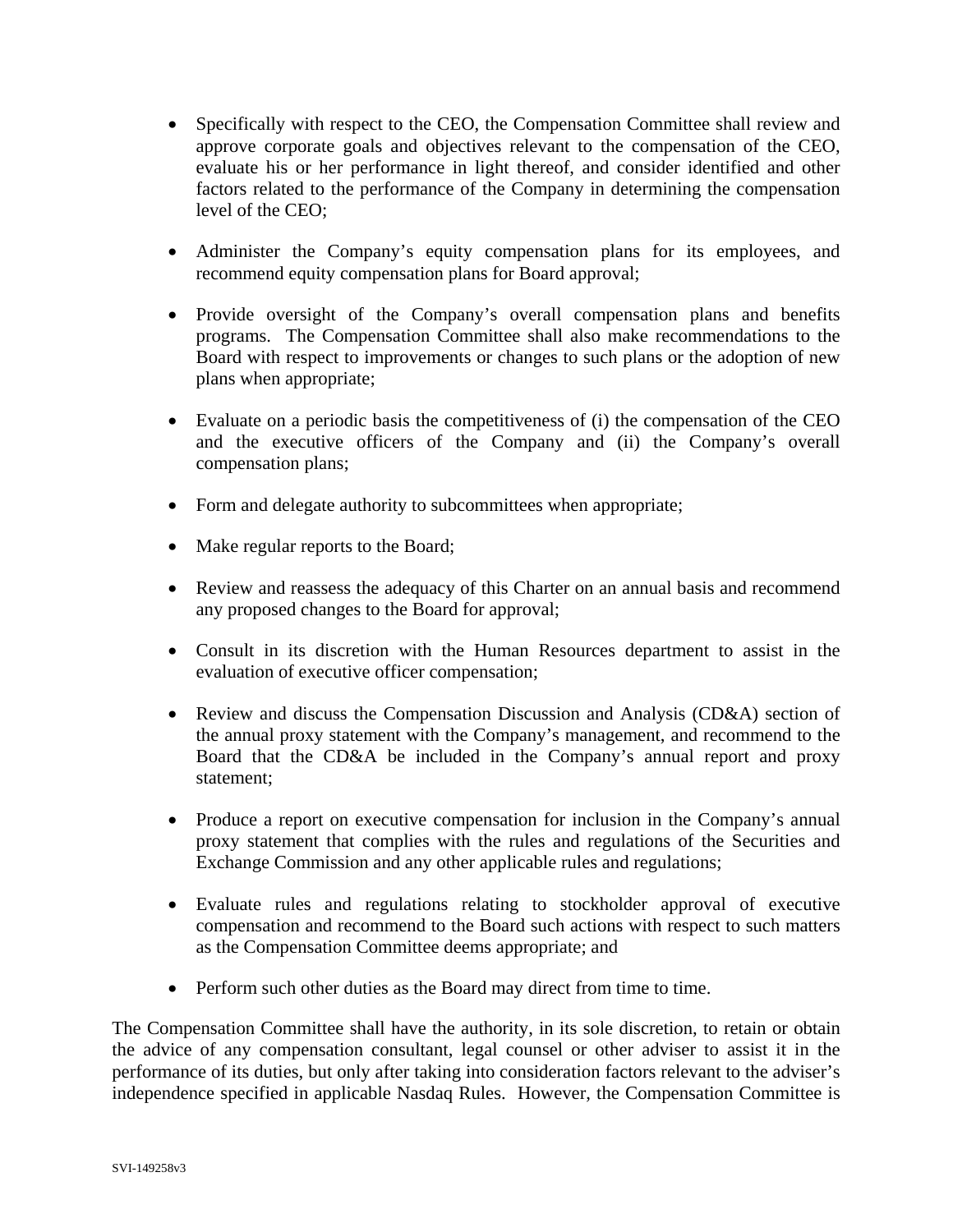- Specifically with respect to the CEO, the Compensation Committee shall review and approve corporate goals and objectives relevant to the compensation of the CEO, evaluate his or her performance in light thereof, and consider identified and other factors related to the performance of the Company in determining the compensation level of the CEO;

- Administer the Company's equity compensation plans for its employees, and recommend equity compensation plans for Board approval;

- Provide oversight of the Company's overall compensation plans and benefits programs. The Compensation Committee shall also make recommendations to the Board with respect to improvements or changes to such plans or the adoption of new plans when appropriate;

- Evaluate on a periodic basis the competitiveness of (i) the compensation of the CEO and the executive officers of the Company and (ii) the Company's overall compensation plans;

- Form and delegate authority to subcommittees when appropriate;

- Make regular reports to the Board;

- Review and reassess the adequacy of this Charter on an annual basis and recommend any proposed changes to the Board for approval;

- Consult in its discretion with the Human Resources department to assist in the evaluation of executive officer compensation;

- Review and discuss the Compensation Discussion and Analysis (CD&A) section of the annual proxy statement with the Company's management, and recommend to the Board that the CD&A be included in the Company's annual report and proxy statement;

- Produce a report on executive compensation for inclusion in the Company's annual proxy statement that complies with the rules and regulations of the Securities and Exchange Commission and any other applicable rules and regulations;

- Evaluate rules and regulations relating to stockholder approval of executive compensation and recommend to the Board such actions with respect to such matters as the Compensation Committee deems appropriate; and

- Perform such other duties as the Board may direct from time to time.

The Compensation Committee shall have the authority, in its sole discretion, to retain or obtain the advice of any compensation consultant, legal counsel or other adviser to assist it in the performance of its duties, but only after taking into consideration factors relevant to the adviser's independence specified in applicable Nasdaq Rules. However, the Compensation Committee is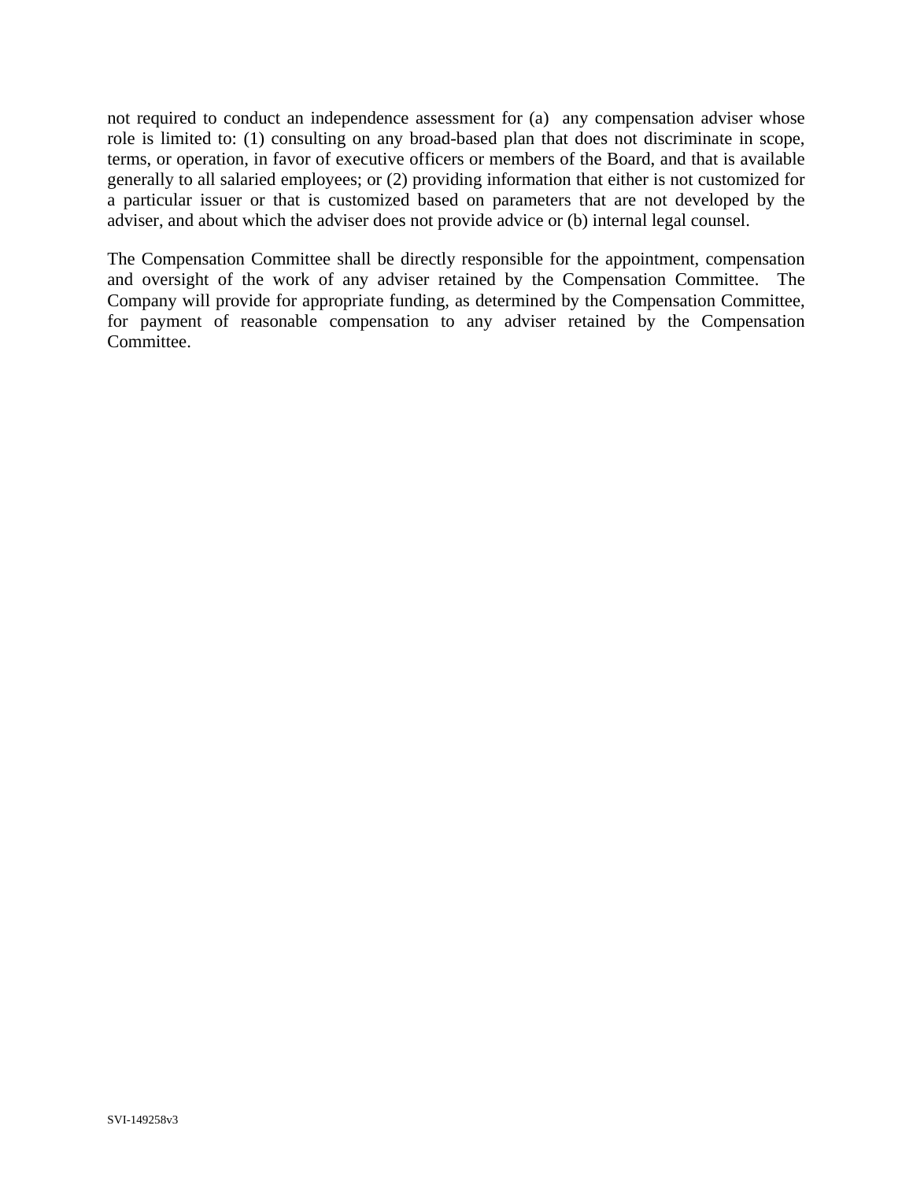not required to conduct an independence assessment for (a) any compensation adviser whose role is limited to: (1) consulting on any broad-based plan that does not discriminate in scope, terms, or operation, in favor of executive officers or members of the Board, and that is available generally to all salaried employees; or (2) providing information that either is not customized for a particular issuer or that is customized based on parameters that are not developed by the adviser, and about which the adviser does not provide advice or (b) internal legal counsel.

The Compensation Committee shall be directly responsible for the appointment, compensation and oversight of the work of any adviser retained by the Compensation Committee. The Company will provide for appropriate funding, as determined by the Compensation Committee, for payment of reasonable compensation to any adviser retained by the Compensation Committee.